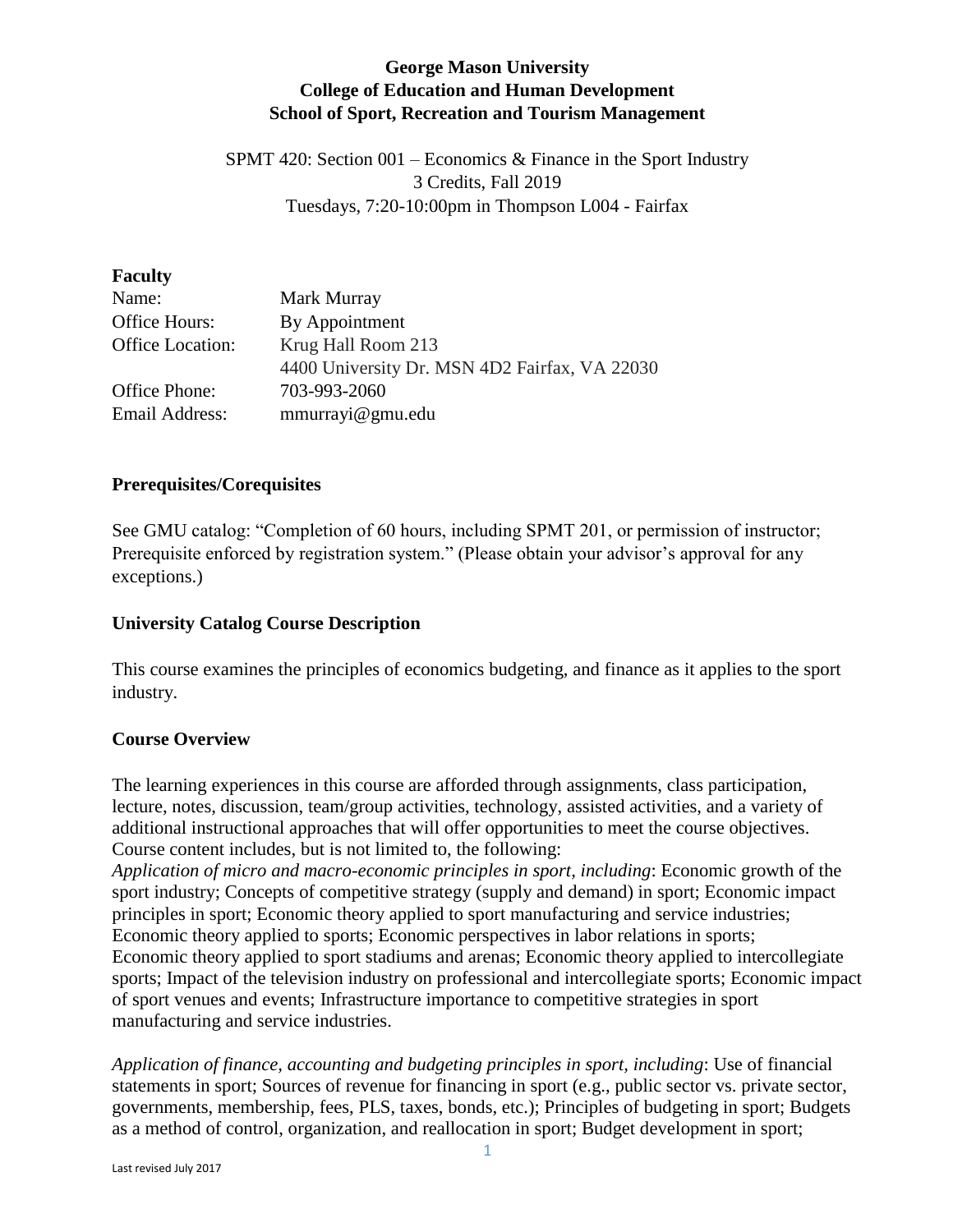**George Mason University**
**College of Education and Human Development**
**School of Sport, Recreation and Tourism Management**

SPMT 420: Section 001 – Economics & Finance in the Sport Industry
3 Credits, Fall 2019
Tuesdays, 7:20-10:00pm in Thompson L004 - Fairfax

## Faculty

| | |
|---|---|
| Name: | Mark Murray |
| Office Hours: | By Appointment |
| Office Location: | Krug Hall Room 213<br>4400 University Dr. MSN 4D2 Fairfax, VA 22030 |
| Office Phone: | 703-993-2060 |
| Email Address: | mmurrayi@gmu.edu |

## Prerequisites/Corequisites

See GMU catalog: "Completion of 60 hours, including SPMT 201, or permission of instructor; Prerequisite enforced by registration system." (Please obtain your advisor's approval for any exceptions.)

## University Catalog Course Description

This course examines the principles of economics budgeting, and finance as it applies to the sport industry.

## Course Overview

The learning experiences in this course are afforded through assignments, class participation, lecture, notes, discussion, team/group activities, technology, assisted activities, and a variety of additional instructional approaches that will offer opportunities to meet the course objectives. Course content includes, but is not limited to, the following:
*Application of micro and macro-economic principles in sport, including*: Economic growth of the sport industry; Concepts of competitive strategy (supply and demand) in sport; Economic impact principles in sport; Economic theory applied to sport manufacturing and service industries; Economic theory applied to sports; Economic perspectives in labor relations in sports; Economic theory applied to sport stadiums and arenas; Economic theory applied to intercollegiate sports; Impact of the television industry on professional and intercollegiate sports; Economic impact of sport venues and events; Infrastructure importance to competitive strategies in sport manufacturing and service industries.

*Application of finance, accounting and budgeting principles in sport, including*: Use of financial statements in sport; Sources of revenue for financing in sport (e.g., public sector vs. private sector, governments, membership, fees, PLS, taxes, bonds, etc.); Principles of budgeting in sport; Budgets as a method of control, organization, and reallocation in sport; Budget development in sport;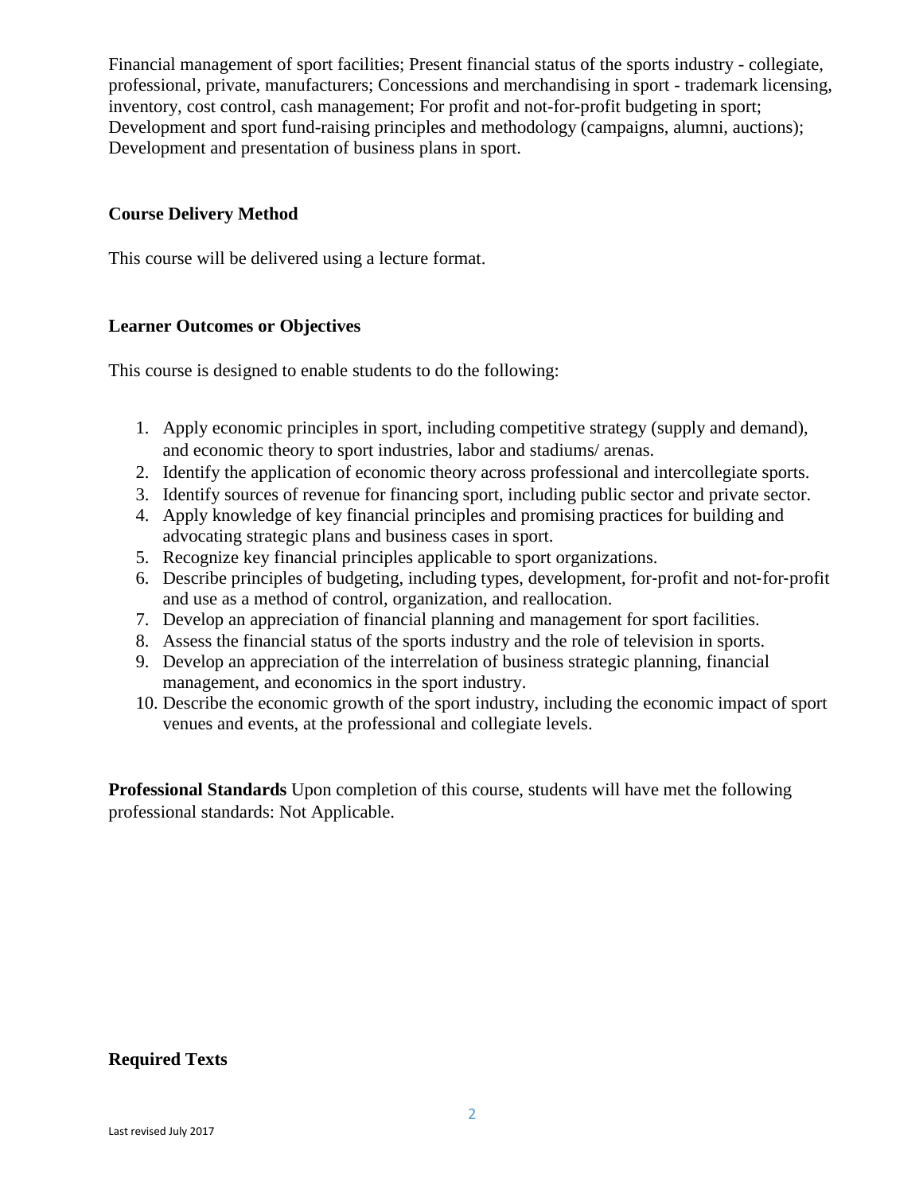Financial management of sport facilities; Present financial status of the sports industry - collegiate, professional, private, manufacturers; Concessions and merchandising in sport - trademark licensing, inventory, cost control, cash management; For profit and not-for-profit budgeting in sport; Development and sport fund-raising principles and methodology (campaigns, alumni, auctions); Development and presentation of business plans in sport.

**Course Delivery Method**

This course will be delivered using a lecture format.

**Learner Outcomes or Objectives**

This course is designed to enable students to do the following:

1. Apply economic principles in sport, including competitive strategy (supply and demand), and economic theory to sport industries, labor and stadiums/ arenas.
2. Identify the application of economic theory across professional and intercollegiate sports.
3. Identify sources of revenue for financing sport, including public sector and private sector.
4. Apply knowledge of key financial principles and promising practices for building and advocating strategic plans and business cases in sport.
5. Recognize key financial principles applicable to sport organizations.
6. Describe principles of budgeting, including types, development, for-profit and not-for-profit and use as a method of control, organization, and reallocation.
7. Develop an appreciation of financial planning and management for sport facilities.
8. Assess the financial status of the sports industry and the role of television in sports.
9. Develop an appreciation of the interrelation of business strategic planning, financial management, and economics in the sport industry.
10. Describe the economic growth of the sport industry, including the economic impact of sport venues and events, at the professional and collegiate levels.

**Professional Standards** Upon completion of this course, students will have met the following professional standards: Not Applicable.

**Required Texts**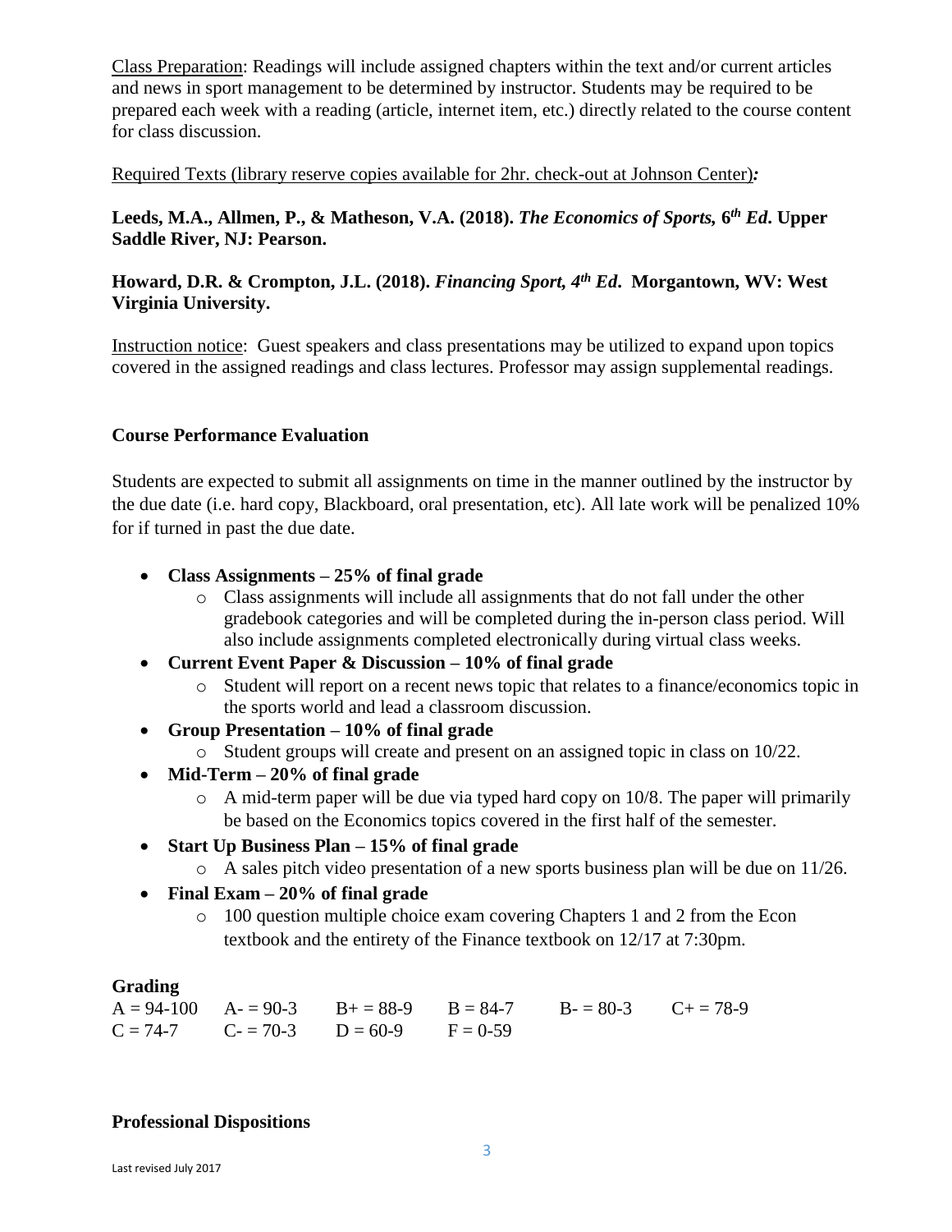Class Preparation: Readings will include assigned chapters within the text and/or current articles and news in sport management to be determined by instructor. Students may be required to be prepared each week with a reading (article, internet item, etc.) directly related to the course content for class discussion.

Required Texts (library reserve copies available for 2hr. check-out at Johnson Center)*:*

**Leeds, M.A., Allmen, P., & Matheson, V.A. (2018). *The Economics of Sports,* 6th *Ed*. Upper Saddle River, NJ: Pearson.**

**Howard, D.R. & Crompton, J.L. (2018). *Financing Sport, 4th Ed*. Morgantown, WV: West Virginia University.**

Instruction notice: Guest speakers and class presentations may be utilized to expand upon topics covered in the assigned readings and class lectures. Professor may assign supplemental readings.

**Course Performance Evaluation**

Students are expected to submit all assignments on time in the manner outlined by the instructor by the due date (i.e. hard copy, Blackboard, oral presentation, etc). All late work will be penalized 10% for if turned in past the due date.

- **Class Assignments – 25% of final grade**
  - Class assignments will include all assignments that do not fall under the other gradebook categories and will be completed during the in-person class period. Will also include assignments completed electronically during virtual class weeks.
- **Current Event Paper & Discussion – 10% of final grade**
  - Student will report on a recent news topic that relates to a finance/economics topic in the sports world and lead a classroom discussion.
- **Group Presentation – 10% of final grade**
  - Student groups will create and present on an assigned topic in class on 10/22.
- **Mid-Term – 20% of final grade**
  - A mid-term paper will be due via typed hard copy on 10/8. The paper will primarily be based on the Economics topics covered in the first half of the semester.
- **Start Up Business Plan – 15% of final grade**
  - A sales pitch video presentation of a new sports business plan will be due on 11/26.
- **Final Exam – 20% of final grade**
  - 100 question multiple choice exam covering Chapters 1 and 2 from the Econ textbook and the entirety of the Finance textbook on 12/17 at 7:30pm.

**Grading**

| | | | | | |
|---|---|---|---|---|---|
| A = 94-100 | A- = 90-3 | B+ = 88-9 | B = 84-7 | B- = 80-3 | C+ = 78-9 |
| C = 74-7 | C- = 70-3 | D = 60-9 | F = 0-59 | | |

**Professional Dispositions**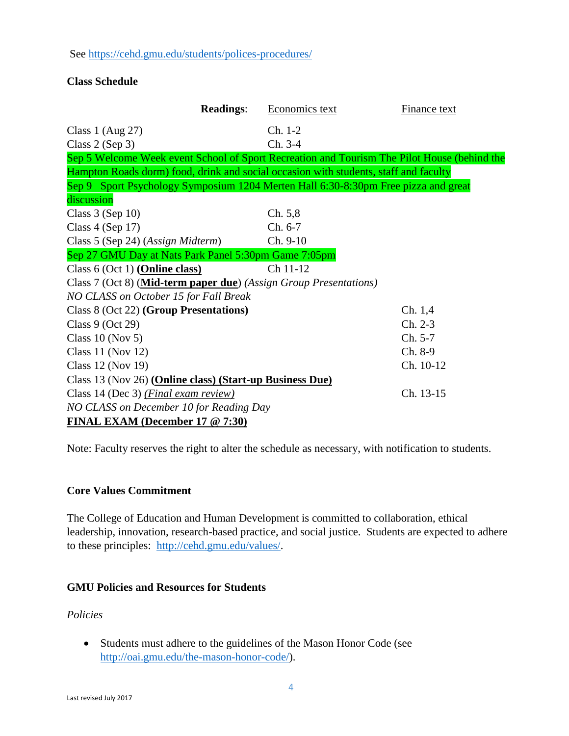See https://cehd.gmu.edu/students/polices-procedures/

**Class Schedule**

| **Readings**: | Economics text | Finance text |
|---|---|---|
| Class 1 (Aug 27) | Ch. 1-2 | |
| Class 2 (Sep 3) | Ch. 3-4 | |
| Sep 5 Welcome Week event School of Sport Recreation and Tourism The Pilot House (behind the Hampton Roads dorm) food, drink and social occasion with students, staff and faculty | | |
| Sep 9 Sport Psychology Symposium 1204 Merten Hall 6:30-8:30pm Free pizza and great discussion | | |
| Class 3 (Sep 10) | Ch. 5,8 | |
| Class 4 (Sep 17) | Ch. 6-7 | |
| Class 5 (Sep 24) (*Assign Midterm*) | Ch. 9-10 | |
| Sep 27 GMU Day at Nats Park Panel 5:30pm Game 7:05pm | | |
| Class 6 (Oct 1) **Online class)** | Ch 11-12 | |
| Class 7 (Oct 8) (**Mid-term paper due**) *(Assign Group Presentations)* | | |
| *NO CLASS on October 15 for Fall Break* | | |
| Class 8 (Oct 22) **(Group Presentations)** | | Ch. 1,4 |
| Class 9 (Oct 29) | | Ch. 2-3 |
| Class 10 (Nov 5) | | Ch. 5-7 |
| Class 11 (Nov 12) | | Ch. 8-9 |
| Class 12 (Nov 19) | | Ch. 10-12 |
| Class 13 (Nov 26) **(Online class) (Start-up Business Due)** | | |
| Class 14 (Dec 3) *(Final exam review)* | | Ch. 13-15 |
| *NO CLASS on December 10 for Reading Day* | | |
| **FINAL EXAM (December 17 @ 7:30)** | | |

Note: Faculty reserves the right to alter the schedule as necessary, with notification to students.

**Core Values Commitment**

The College of Education and Human Development is committed to collaboration, ethical leadership, innovation, research-based practice, and social justice. Students are expected to adhere to these principles: http://cehd.gmu.edu/values/.

**GMU Policies and Resources for Students**

*Policies*

- Students must adhere to the guidelines of the Mason Honor Code (see http://oai.gmu.edu/the-mason-honor-code/).

Last revised July 2017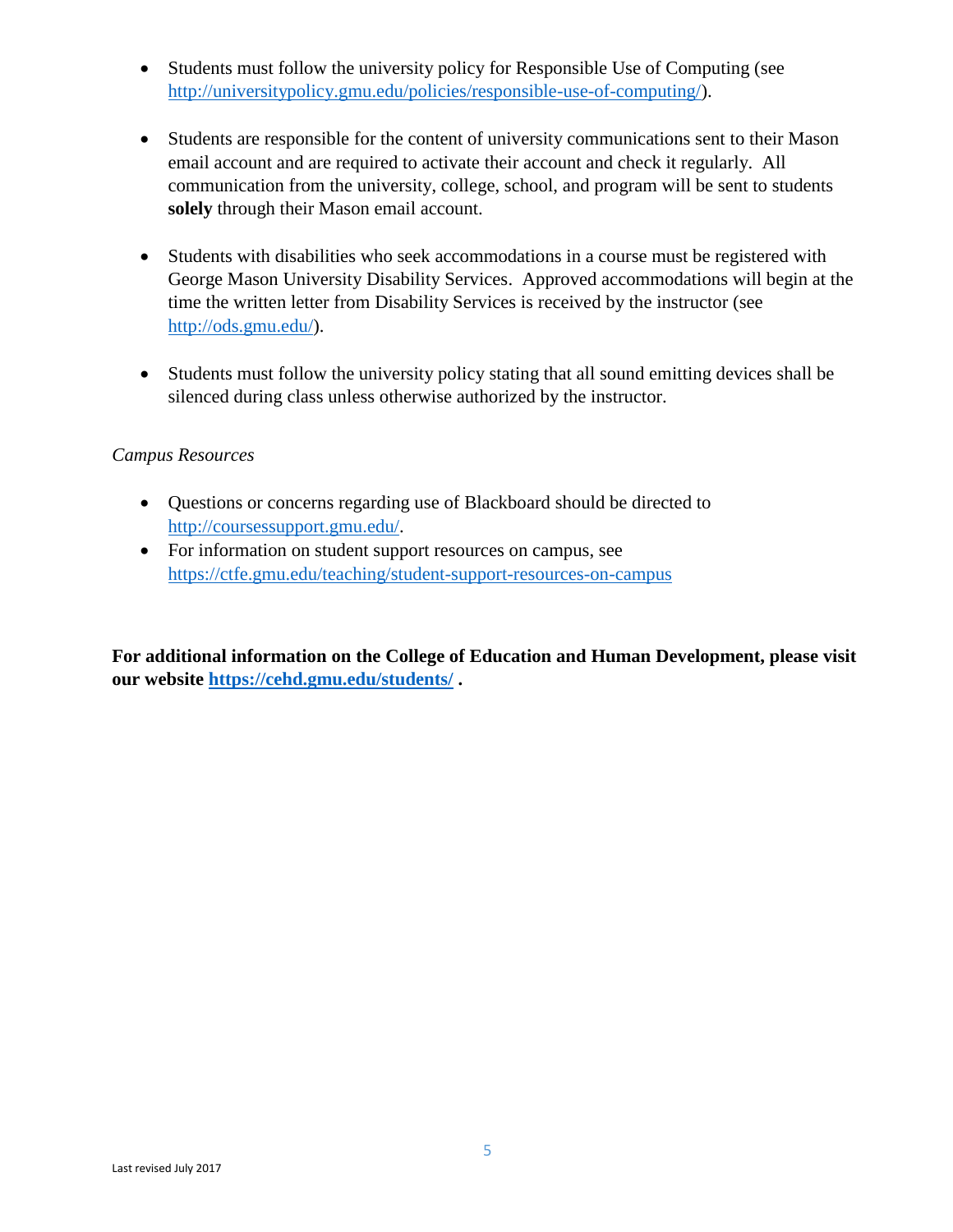- Students must follow the university policy for Responsible Use of Computing (see http://universitypolicy.gmu.edu/policies/responsible-use-of-computing/).

- Students are responsible for the content of university communications sent to their Mason email account and are required to activate their account and check it regularly. All communication from the university, college, school, and program will be sent to students **solely** through their Mason email account.

- Students with disabilities who seek accommodations in a course must be registered with George Mason University Disability Services. Approved accommodations will begin at the time the written letter from Disability Services is received by the instructor (see http://ods.gmu.edu/).

- Students must follow the university policy stating that all sound emitting devices shall be silenced during class unless otherwise authorized by the instructor.

*Campus Resources*

- Questions or concerns regarding use of Blackboard should be directed to http://coursessupport.gmu.edu/.
- For information on student support resources on campus, see https://ctfe.gmu.edu/teaching/student-support-resources-on-campus

**For additional information on the College of Education and Human Development, please visit our website https://cehd.gmu.edu/students/ .**

Last revised July 2017